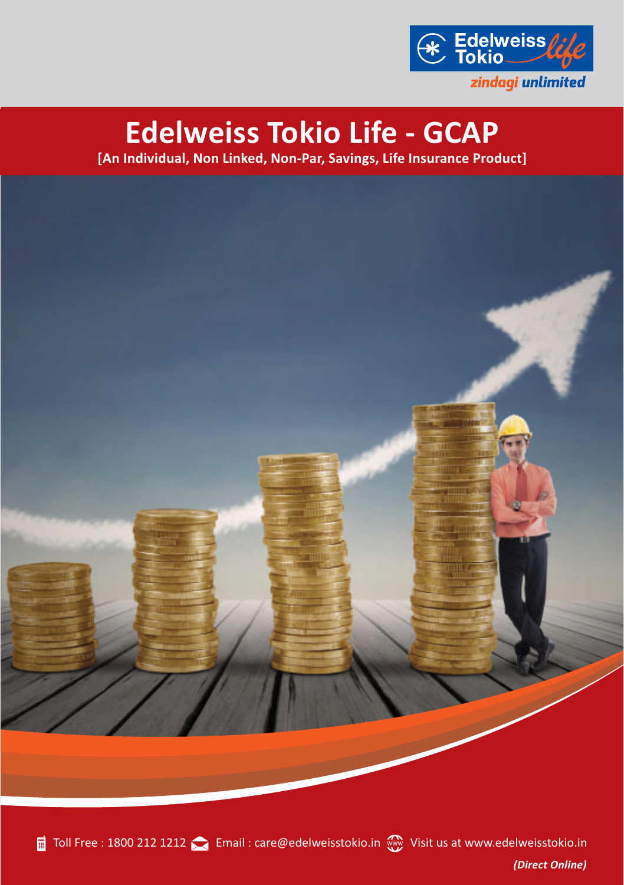# Edelweiss Tokio Life - GCAP

**[An Individual, Non Linked, Non-Par, Savings, Life Insurance Product]**

Toll Free : 1800 212 1212 Email : care@edelweisstokio.in Visit us at www.edelweisstokio.in

***(Direct Online)***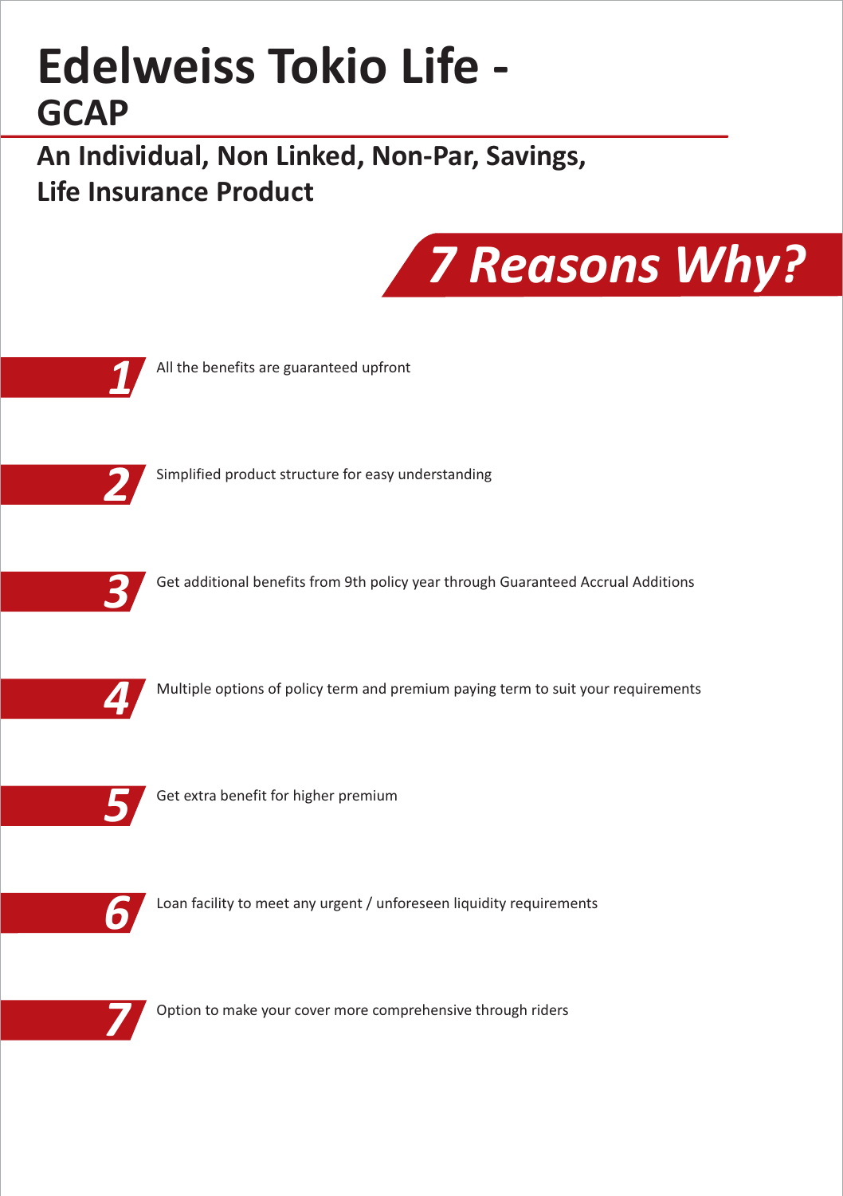# Edelweiss Tokio Life - GCAP

## An Individual, Non Linked, Non-Par, Savings, Life Insurance Product

## *7 Reasons Why?*

1. All the benefits are guaranteed upfront
2. Simplified product structure for easy understanding
3. Get additional benefits from 9th policy year through Guaranteed Accrual Additions
4. Multiple options of policy term and premium paying term to suit your requirements
5. Get extra benefit for higher premium
6. Loan facility to meet any urgent / unforeseen liquidity requirements
7. Option to make your cover more comprehensive through riders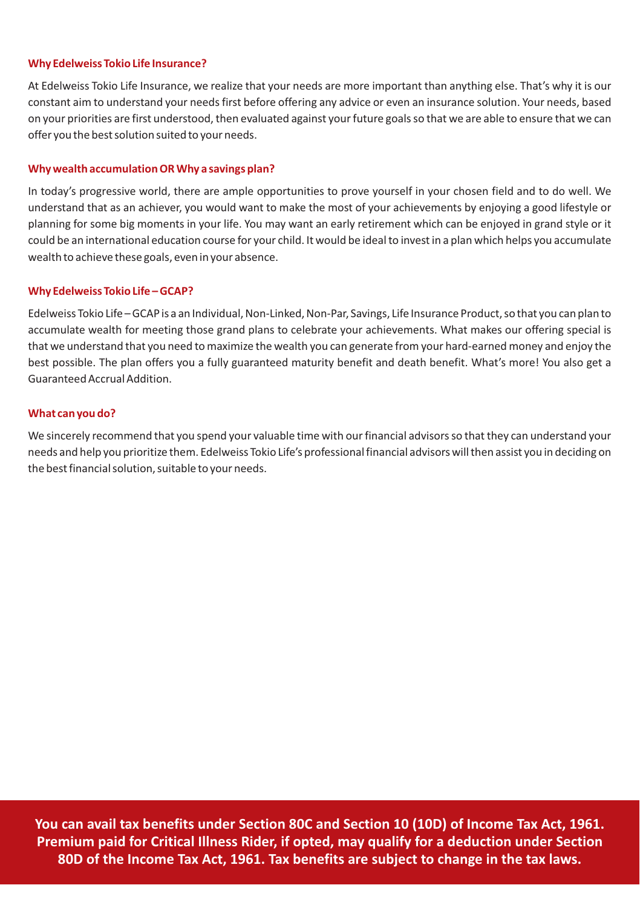### Why Edelweiss Tokio Life Insurance?

At Edelweiss Tokio Life Insurance, we realize that your needs are more important than anything else. That's why it is our constant aim to understand your needs first before offering any advice or even an insurance solution. Your needs, based on your priorities are first understood, then evaluated against your future goals so that we are able to ensure that we can offer you the best solution suited to your needs.

### Why wealth accumulation OR Why a savings plan?

In today's progressive world, there are ample opportunities to prove yourself in your chosen field and to do well. We understand that as an achiever, you would want to make the most of your achievements by enjoying a good lifestyle or planning for some big moments in your life. You may want an early retirement which can be enjoyed in grand style or it could be an international education course for your child. It would be ideal to invest in a plan which helps you accumulate wealth to achieve these goals, even in your absence.

### Why Edelweiss Tokio Life – GCAP?

Edelweiss Tokio Life – GCAP is a an Individual, Non-Linked, Non-Par, Savings, Life Insurance Product, so that you can plan to accumulate wealth for meeting those grand plans to celebrate your achievements. What makes our offering special is that we understand that you need to maximize the wealth you can generate from your hard-earned money and enjoy the best possible. The plan offers you a fully guaranteed maturity benefit and death benefit. What's more! You also get a Guaranteed Accrual Addition.

### What can you do?

We sincerely recommend that you spend your valuable time with our financial advisors so that they can understand your needs and help you prioritize them. Edelweiss Tokio Life's professional financial advisors will then assist you in deciding on the best financial solution, suitable to your needs.

**You can avail tax benefits under Section 80C and Section 10 (10D) of Income Tax Act, 1961. Premium paid for Critical Illness Rider, if opted, may qualify for a deduction under Section 80D of the Income Tax Act, 1961. Tax benefits are subject to change in the tax laws.**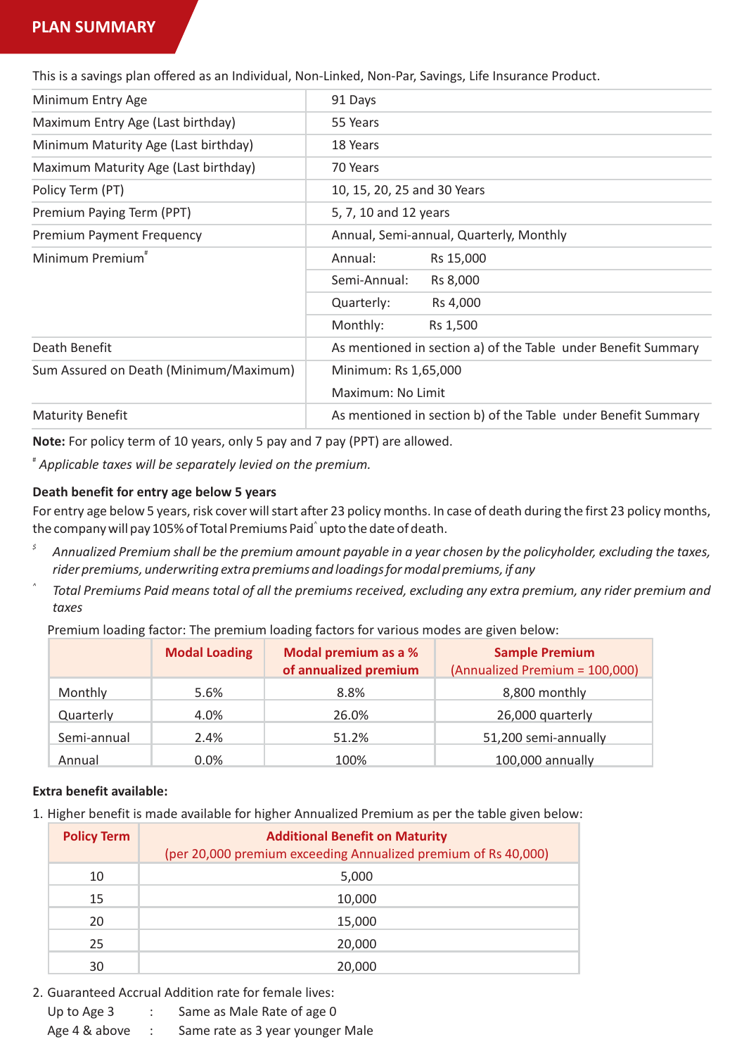## PLAN SUMMARY

This is a savings plan offered as an Individual, Non-Linked, Non-Par, Savings, Life Insurance Product.

| | |
|---|---|
| Minimum Entry Age | 91 Days |
| Maximum Entry Age (Last birthday) | 55 Years |
| Minimum Maturity Age (Last birthday) | 18 Years |
| Maximum Maturity Age (Last birthday) | 70 Years |
| Policy Term (PT) | 10, 15, 20, 25 and 30 Years |
| Premium Paying Term (PPT) | 5, 7, 10 and 12 years |
| Premium Payment Frequency | Annual, Semi-annual, Quarterly, Monthly |
| Minimum Premium# | Annual: Rs 15,000 |
| | Semi-Annual: Rs 8,000 |
| | Quarterly: Rs 4,000 |
| | Monthly: Rs 1,500 |
| Death Benefit | As mentioned in section a) of the Table under Benefit Summary |
| Sum Assured on Death (Minimum/Maximum) | Minimum: Rs 1,65,000<br>Maximum: No Limit |
| Maturity Benefit | As mentioned in section b) of the Table under Benefit Summary |

**Note:** For policy term of 10 years, only 5 pay and 7 pay (PPT) are allowed.

# *Applicable taxes will be separately levied on the premium.*

**Death benefit for entry age below 5 years**

For entry age below 5 years, risk cover will start after 23 policy months. In case of death during the first 23 policy months, the company will pay 105% of Total Premiums Paid^ upto the date of death.

$ *Annualized Premium shall be the premium amount payable in a year chosen by the policyholder, excluding the taxes, rider premiums, underwriting extra premiums and loadings for modal premiums, if any*

^ *Total Premiums Paid means total of all the premiums received, excluding any extra premium, any rider premium and taxes*

Premium loading factor: The premium loading factors for various modes are given below:

| | Modal Loading | Modal premium as a % of annualized premium | Sample Premium (Annualized Premium = 100,000) |
|---|---|---|---|
| Monthly | 5.6% | 8.8% | 8,800 monthly |
| Quarterly | 4.0% | 26.0% | 26,000 quarterly |
| Semi-annual | 2.4% | 51.2% | 51,200 semi-annually |
| Annual | 0.0% | 100% | 100,000 annually |

**Extra benefit available:**

1. Higher benefit is made available for higher Annualized Premium as per the table given below:

| Policy Term | Additional Benefit on Maturity (per 20,000 premium exceeding Annualized premium of Rs 40,000) |
|---|---|
| 10 | 5,000 |
| 15 | 10,000 |
| 20 | 15,000 |
| 25 | 20,000 |
| 30 | 20,000 |

2. Guaranteed Accrual Addition rate for female lives:

   Up to Age 3 : Same as Male Rate of age 0

   Age 4 & above : Same rate as 3 year younger Male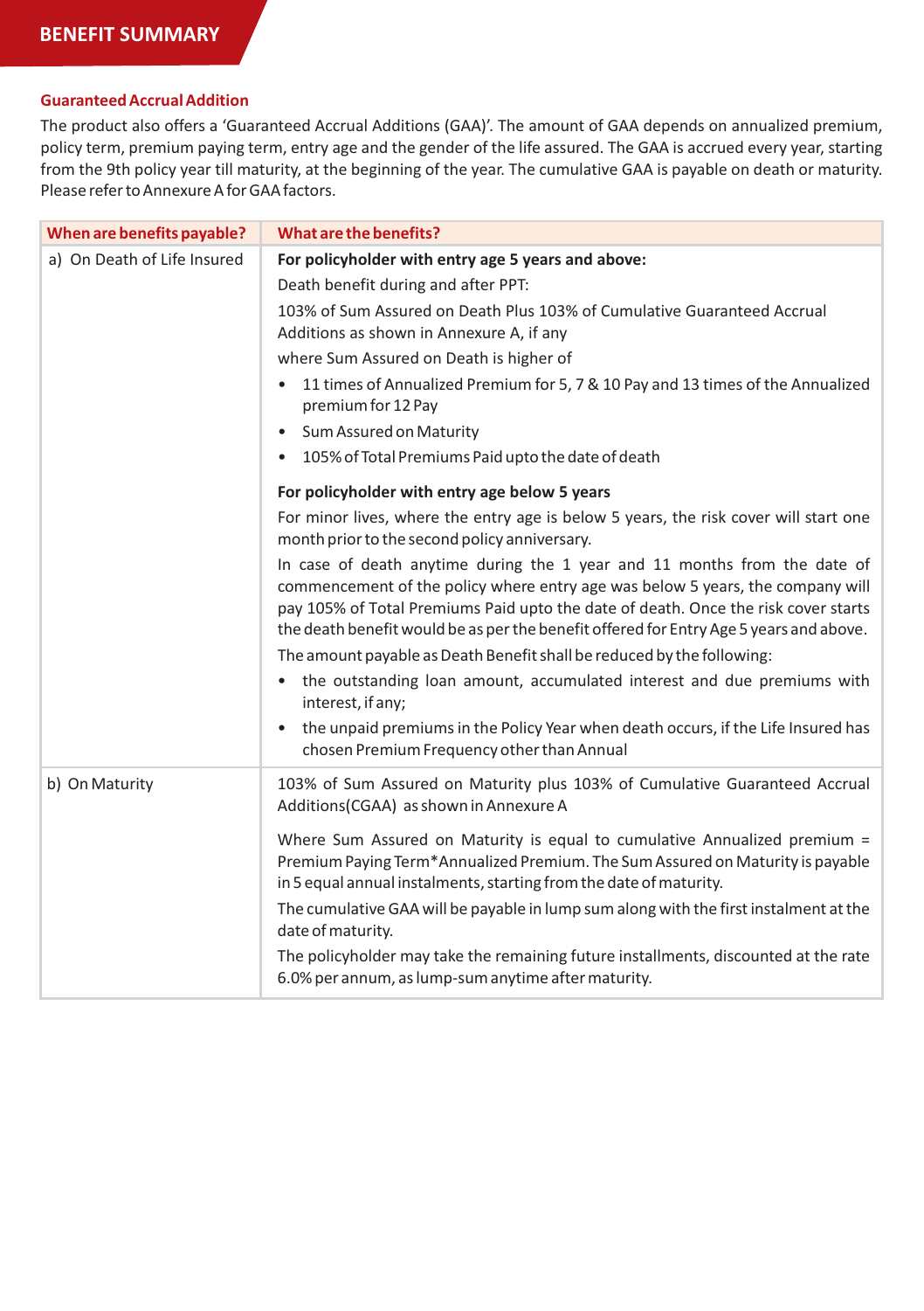## BENEFIT SUMMARY

### Guaranteed Accrual Addition

The product also offers a 'Guaranteed Accrual Additions (GAA)'. The amount of GAA depends on annualized premium, policy term, premium paying term, entry age and the gender of the life assured. The GAA is accrued every year, starting from the 9th policy year till maturity, at the beginning of the year. The cumulative GAA is payable on death or maturity. Please refer to Annexure A for GAA factors.

| When are benefits payable? | What are the benefits? |
|---|---|
| a) On Death of Life Insured | **For policyholder with entry age 5 years and above:**<br>Death benefit during and after PPT:<br>103% of Sum Assured on Death Plus 103% of Cumulative Guaranteed Accrual Additions as shown in Annexure A, if any<br>where Sum Assured on Death is higher of<br>• 11 times of Annualized Premium for 5, 7 & 10 Pay and 13 times of the Annualized premium for 12 Pay<br>• Sum Assured on Maturity<br>• 105% of Total Premiums Paid upto the date of death<br>**For policyholder with entry age below 5 years**<br>For minor lives, where the entry age is below 5 years, the risk cover will start one month prior to the second policy anniversary.<br>In case of death anytime during the 1 year and 11 months from the date of commencement of the policy where entry age was below 5 years, the company will pay 105% of Total Premiums Paid upto the date of death. Once the risk cover starts the death benefit would be as per the benefit offered for Entry Age 5 years and above.<br>The amount payable as Death Benefit shall be reduced by the following:<br>• the outstanding loan amount, accumulated interest and due premiums with interest, if any;<br>• the unpaid premiums in the Policy Year when death occurs, if the Life Insured has chosen Premium Frequency other than Annual |
| b) On Maturity | 103% of Sum Assured on Maturity plus 103% of Cumulative Guaranteed Accrual Additions(CGAA) as shown in Annexure A<br>Where Sum Assured on Maturity is equal to cumulative Annualized premium = Premium Paying Term*Annualized Premium. The Sum Assured on Maturity is payable in 5 equal annual instalments, starting from the date of maturity.<br>The cumulative GAA will be payable in lump sum along with the first instalment at the date of maturity.<br>The policyholder may take the remaining future installments, discounted at the rate 6.0% per annum, as lump-sum anytime after maturity. |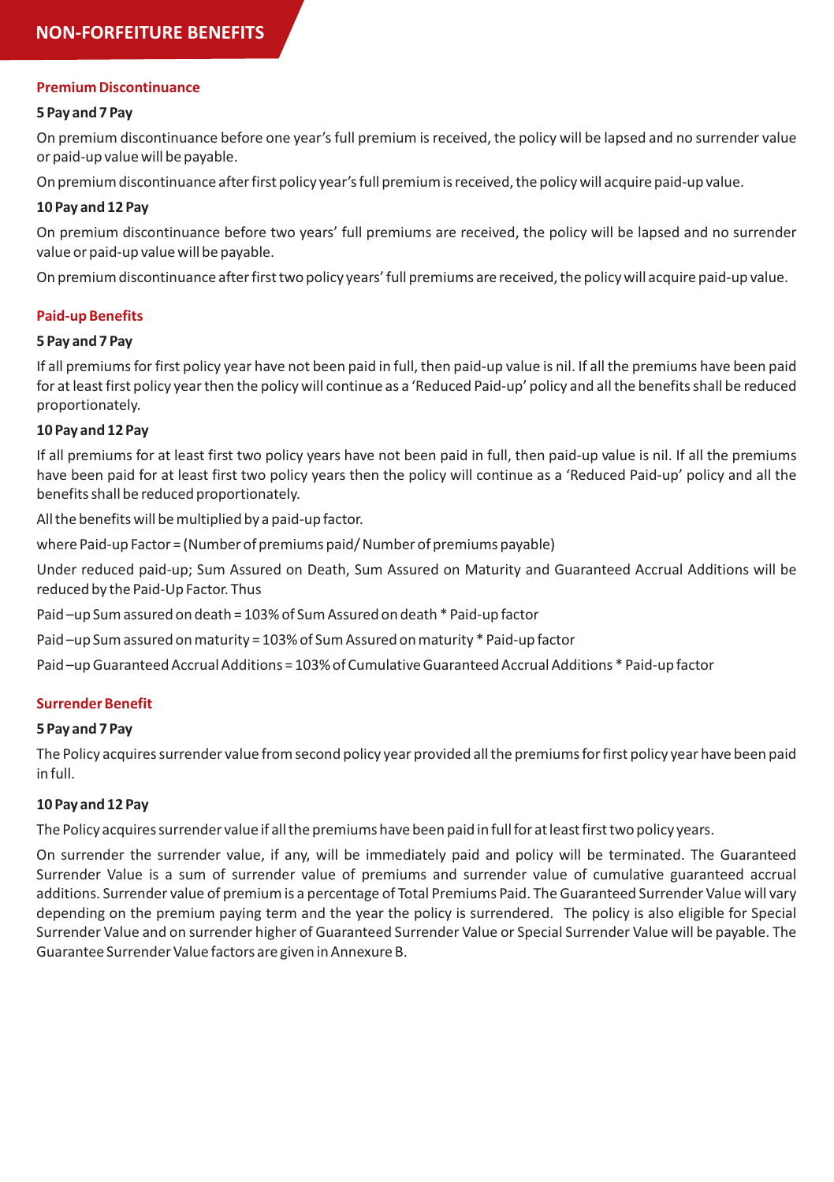# NON-FORFEITURE BENEFITS

## Premium Discontinuance

**5 Pay and 7 Pay**

On premium discontinuance before one year's full premium is received, the policy will be lapsed and no surrender value or paid-up value will be payable.

On premium discontinuance after first policy year's full premium is received, the policy will acquire paid-up value.

**10 Pay and 12 Pay**

On premium discontinuance before two years' full premiums are received, the policy will be lapsed and no surrender value or paid-up value will be payable.

On premium discontinuance after first two policy years' full premiums are received, the policy will acquire paid-up value.

## Paid-up Benefits

**5 Pay and 7 Pay**

If all premiums for first policy year have not been paid in full, then paid-up value is nil. If all the premiums have been paid for at least first policy year then the policy will continue as a 'Reduced Paid-up' policy and all the benefits shall be reduced proportionately.

**10 Pay and 12 Pay**

If all premiums for at least first two policy years have not been paid in full, then paid-up value is nil. If all the premiums have been paid for at least first two policy years then the policy will continue as a 'Reduced Paid-up' policy and all the benefits shall be reduced proportionately.

All the benefits will be multiplied by a paid-up factor.

where Paid-up Factor = (Number of premiums paid/ Number of premiums payable)

Under reduced paid-up; Sum Assured on Death, Sum Assured on Maturity and Guaranteed Accrual Additions will be reduced by the Paid-Up Factor. Thus

Paid –up Sum assured on death = 103% of Sum Assured on death * Paid-up factor

Paid –up Sum assured on maturity = 103% of Sum Assured on maturity * Paid-up factor

Paid –up Guaranteed Accrual Additions = 103% of Cumulative Guaranteed Accrual Additions * Paid-up factor

## Surrender Benefit

**5 Pay and 7 Pay**

The Policy acquires surrender value from second policy year provided all the premiums for first policy year have been paid in full.

**10 Pay and 12 Pay**

The Policy acquires surrender value if all the premiums have been paid in full for at least first two policy years.

On surrender the surrender value, if any, will be immediately paid and policy will be terminated. The Guaranteed Surrender Value is a sum of surrender value of premiums and surrender value of cumulative guaranteed accrual additions. Surrender value of premium is a percentage of Total Premiums Paid. The Guaranteed Surrender Value will vary depending on the premium paying term and the year the policy is surrendered. The policy is also eligible for Special Surrender Value and on surrender higher of Guaranteed Surrender Value or Special Surrender Value will be payable. The Guarantee Surrender Value factors are given in Annexure B.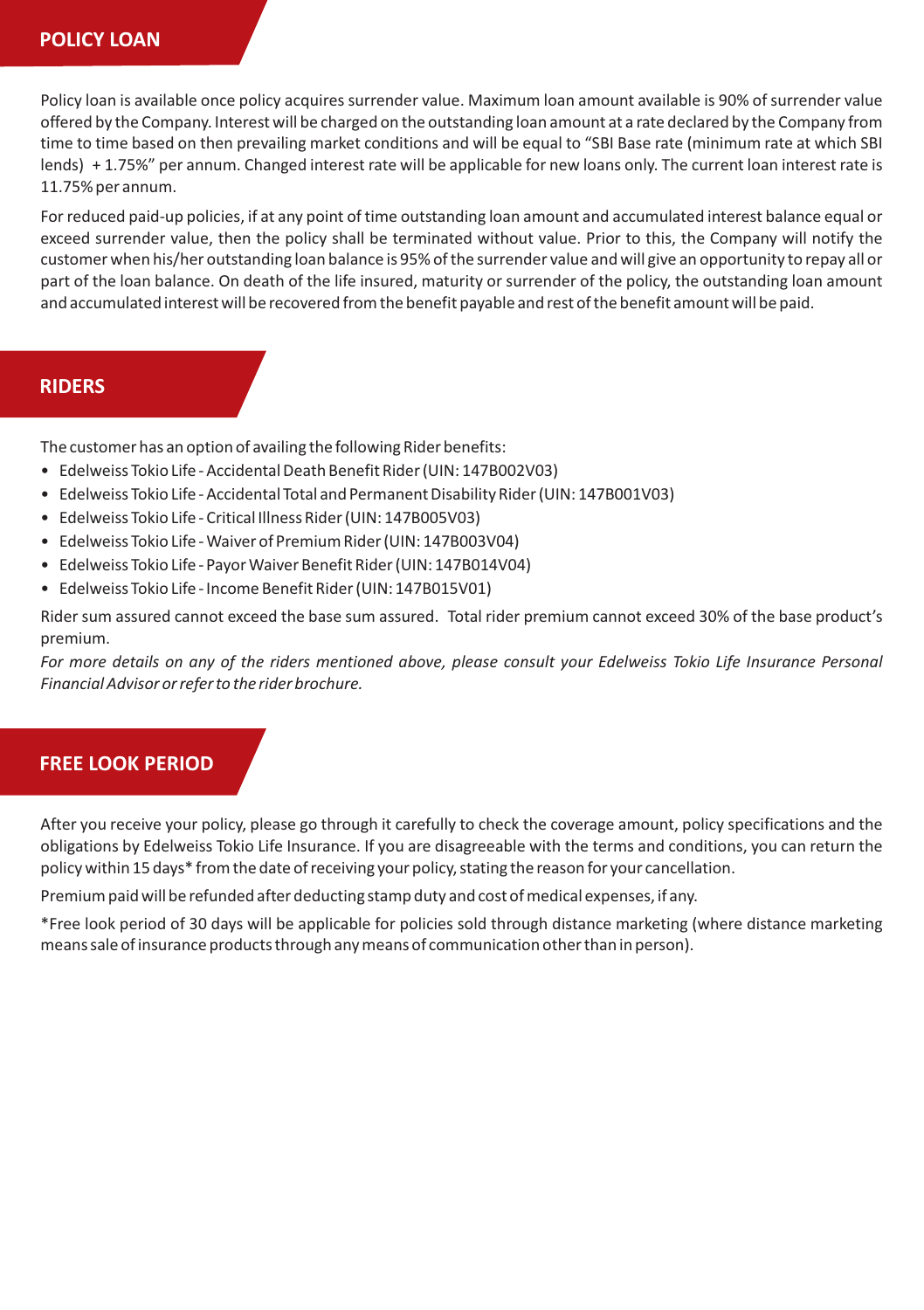## POLICY LOAN

Policy loan is available once policy acquires surrender value. Maximum loan amount available is 90% of surrender value offered by the Company. Interest will be charged on the outstanding loan amount at a rate declared by the Company from time to time based on then prevailing market conditions and will be equal to "SBI Base rate (minimum rate at which SBI lends) + 1.75%" per annum. Changed interest rate will be applicable for new loans only. The current loan interest rate is 11.75% per annum.

For reduced paid-up policies, if at any point of time outstanding loan amount and accumulated interest balance equal or exceed surrender value, then the policy shall be terminated without value. Prior to this, the Company will notify the customer when his/her outstanding loan balance is 95% of the surrender value and will give an opportunity to repay all or part of the loan balance. On death of the life insured, maturity or surrender of the policy, the outstanding loan amount and accumulated interest will be recovered from the benefit payable and rest of the benefit amount will be paid.

## RIDERS

The customer has an option of availing the following Rider benefits:

- Edelweiss Tokio Life - Accidental Death Benefit Rider (UIN: 147B002V03)
- Edelweiss Tokio Life - Accidental Total and Permanent Disability Rider (UIN: 147B001V03)
- Edelweiss Tokio Life - Critical Illness Rider (UIN: 147B005V03)
- Edelweiss Tokio Life - Waiver of Premium Rider (UIN: 147B003V04)
- Edelweiss Tokio Life - Payor Waiver Benefit Rider (UIN: 147B014V04)
- Edelweiss Tokio Life - Income Benefit Rider (UIN: 147B015V01)

Rider sum assured cannot exceed the base sum assured. Total rider premium cannot exceed 30% of the base product's premium.

*For more details on any of the riders mentioned above, please consult your Edelweiss Tokio Life Insurance Personal Financial Advisor or refer to the rider brochure.*

## FREE LOOK PERIOD

After you receive your policy, please go through it carefully to check the coverage amount, policy specifications and the obligations by Edelweiss Tokio Life Insurance. If you are disagreeable with the terms and conditions, you can return the policy within 15 days* from the date of receiving your policy, stating the reason for your cancellation.

Premium paid will be refunded after deducting stamp duty and cost of medical expenses, if any.

*Free look period of 30 days will be applicable for policies sold through distance marketing (where distance marketing means sale of insurance products through any means of communication other than in person).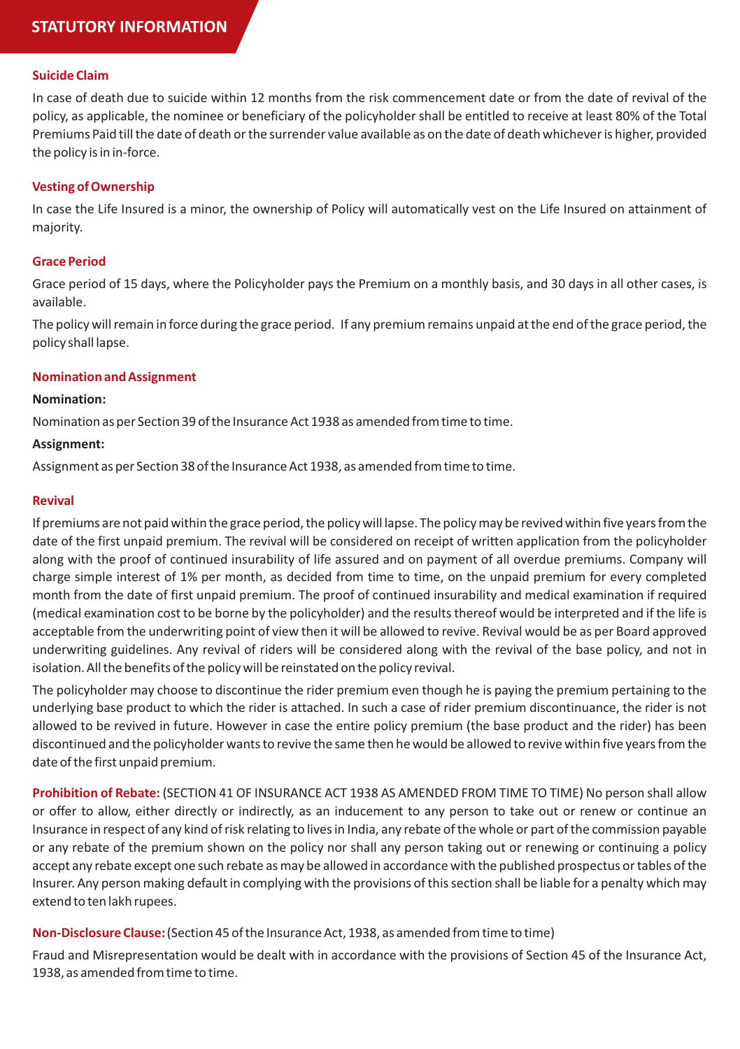# STATUTORY INFORMATION

## Suicide Claim

In case of death due to suicide within 12 months from the risk commencement date or from the date of revival of the policy, as applicable, the nominee or beneficiary of the policyholder shall be entitled to receive at least 80% of the Total Premiums Paid till the date of death or the surrender value available as on the date of death whichever is higher, provided the policy is in in-force.

## Vesting of Ownership

In case the Life Insured is a minor, the ownership of Policy will automatically vest on the Life Insured on attainment of majority.

## Grace Period

Grace period of 15 days, where the Policyholder pays the Premium on a monthly basis, and 30 days in all other cases, is available.

The policy will remain in force during the grace period. If any premium remains unpaid at the end of the grace period, the policy shall lapse.

## Nomination and Assignment

**Nomination:**

Nomination as per Section 39 of the Insurance Act 1938 as amended from time to time.

**Assignment:**

Assignment as per Section 38 of the Insurance Act 1938, as amended from time to time.

## Revival

If premiums are not paid within the grace period, the policy will lapse. The policy may be revived within five years from the date of the first unpaid premium. The revival will be considered on receipt of written application from the policyholder along with the proof of continued insurability of life assured and on payment of all overdue premiums. Company will charge simple interest of 1% per month, as decided from time to time, on the unpaid premium for every completed month from the date of first unpaid premium. The proof of continued insurability and medical examination if required (medical examination cost to be borne by the policyholder) and the results thereof would be interpreted and if the life is acceptable from the underwriting point of view then it will be allowed to revive. Revival would be as per Board approved underwriting guidelines. Any revival of riders will be considered along with the revival of the base policy, and not in isolation. All the benefits of the policy will be reinstated on the policy revival.

The policyholder may choose to discontinue the rider premium even though he is paying the premium pertaining to the underlying base product to which the rider is attached. In such a case of rider premium discontinuance, the rider is not allowed to be revived in future. However in case the entire policy premium (the base product and the rider) has been discontinued and the policyholder wants to revive the same then he would be allowed to revive within five years from the date of the first unpaid premium.

**Prohibition of Rebate:** (SECTION 41 OF INSURANCE ACT 1938 AS AMENDED FROM TIME TO TIME) No person shall allow or offer to allow, either directly or indirectly, as an inducement to any person to take out or renew or continue an Insurance in respect of any kind of risk relating to lives in India, any rebate of the whole or part of the commission payable or any rebate of the premium shown on the policy nor shall any person taking out or renewing or continuing a policy accept any rebate except one such rebate as may be allowed in accordance with the published prospectus or tables of the Insurer. Any person making default in complying with the provisions of this section shall be liable for a penalty which may extend to ten lakh rupees.

**Non-Disclosure Clause:** (Section 45 of the Insurance Act, 1938, as amended from time to time)

Fraud and Misrepresentation would be dealt with in accordance with the provisions of Section 45 of the Insurance Act, 1938, as amended from time to time.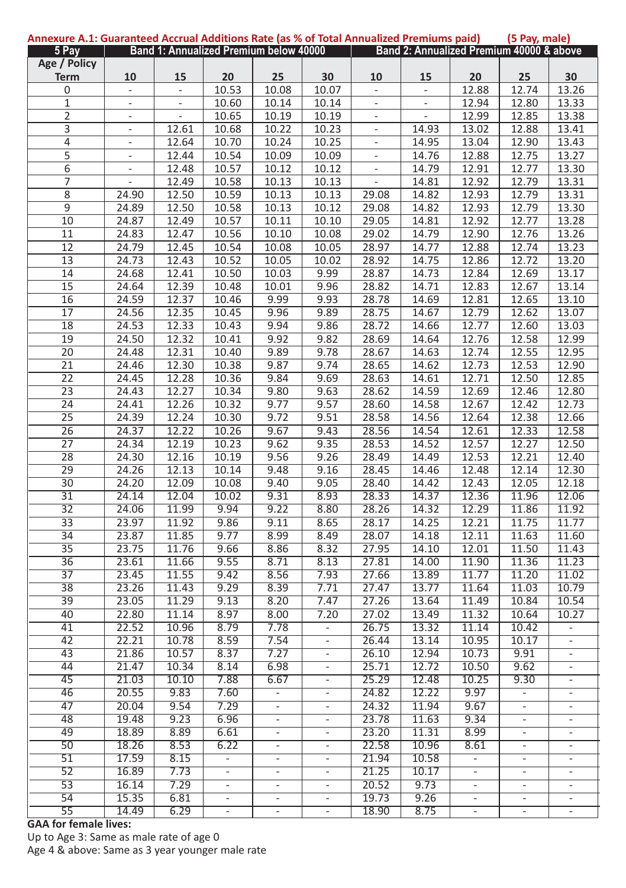**Annexure A.1: Guaranteed Accrual Additions Rate (as % of Total Annualized Premiums paid) (5 Pay, male)**

| 5 Pay | Band 1: Annualized Premium below 40000 | | | | | Band 2: Annualized Premium 40000 & above | | | | |
|---|---|---|---|---|---|---|---|---|---|---|
| Age / Policy Term | 10 | 15 | 20 | 25 | 30 | 10 | 15 | 20 | 25 | 30 |
| 0 | - | - | 10.53 | 10.08 | 10.07 | - | - | 12.88 | 12.74 | 13.26 |
| 1 | - | - | 10.60 | 10.14 | 10.14 | - | - | 12.94 | 12.80 | 13.33 |
| 2 | - | - | 10.65 | 10.19 | 10.19 | - | - | 12.99 | 12.85 | 13.38 |
| 3 | - | 12.61 | 10.68 | 10.22 | 10.23 | - | 14.93 | 13.02 | 12.88 | 13.41 |
| 4 | - | 12.64 | 10.70 | 10.24 | 10.25 | - | 14.95 | 13.04 | 12.90 | 13.43 |
| 5 | - | 12.44 | 10.54 | 10.09 | 10.09 | - | 14.76 | 12.88 | 12.75 | 13.27 |
| 6 | - | 12.48 | 10.57 | 10.12 | 10.12 | - | 14.79 | 12.91 | 12.77 | 13.30 |
| 7 | - | 12.49 | 10.58 | 10.13 | 10.13 | - | 14.81 | 12.92 | 12.79 | 13.31 |
| 8 | 24.90 | 12.50 | 10.59 | 10.13 | 10.13 | 29.08 | 14.82 | 12.93 | 12.79 | 13.31 |
| 9 | 24.89 | 12.50 | 10.58 | 10.13 | 10.12 | 29.08 | 14.82 | 12.93 | 12.79 | 13.30 |
| 10 | 24.87 | 12.49 | 10.57 | 10.11 | 10.10 | 29.05 | 14.81 | 12.92 | 12.77 | 13.28 |
| 11 | 24.83 | 12.47 | 10.56 | 10.10 | 10.08 | 29.02 | 14.79 | 12.90 | 12.76 | 13.26 |
| 12 | 24.79 | 12.45 | 10.54 | 10.08 | 10.05 | 28.97 | 14.77 | 12.88 | 12.74 | 13.23 |
| 13 | 24.73 | 12.43 | 10.52 | 10.05 | 10.02 | 28.92 | 14.75 | 12.86 | 12.72 | 13.20 |
| 14 | 24.68 | 12.41 | 10.50 | 10.03 | 9.99 | 28.87 | 14.73 | 12.84 | 12.69 | 13.17 |
| 15 | 24.64 | 12.39 | 10.48 | 10.01 | 9.96 | 28.82 | 14.71 | 12.83 | 12.67 | 13.14 |
| 16 | 24.59 | 12.37 | 10.46 | 9.99 | 9.93 | 28.78 | 14.69 | 12.81 | 12.65 | 13.10 |
| 17 | 24.56 | 12.35 | 10.45 | 9.96 | 9.89 | 28.75 | 14.67 | 12.79 | 12.62 | 13.07 |
| 18 | 24.53 | 12.33 | 10.43 | 9.94 | 9.86 | 28.72 | 14.66 | 12.77 | 12.60 | 13.03 |
| 19 | 24.50 | 12.32 | 10.41 | 9.92 | 9.82 | 28.69 | 14.64 | 12.76 | 12.58 | 12.99 |
| 20 | 24.48 | 12.31 | 10.40 | 9.89 | 9.78 | 28.67 | 14.63 | 12.74 | 12.55 | 12.95 |
| 21 | 24.46 | 12.30 | 10.38 | 9.87 | 9.74 | 28.65 | 14.62 | 12.73 | 12.53 | 12.90 |
| 22 | 24.45 | 12.28 | 10.36 | 9.84 | 9.69 | 28.63 | 14.61 | 12.71 | 12.50 | 12.85 |
| 23 | 24.43 | 12.27 | 10.34 | 9.80 | 9.63 | 28.62 | 14.59 | 12.69 | 12.46 | 12.80 |
| 24 | 24.41 | 12.26 | 10.32 | 9.77 | 9.57 | 28.60 | 14.58 | 12.67 | 12.42 | 12.73 |
| 25 | 24.39 | 12.24 | 10.30 | 9.72 | 9.51 | 28.58 | 14.56 | 12.64 | 12.38 | 12.66 |
| 26 | 24.37 | 12.22 | 10.26 | 9.67 | 9.43 | 28.56 | 14.54 | 12.61 | 12.33 | 12.58 |
| 27 | 24.34 | 12.19 | 10.23 | 9.62 | 9.35 | 28.53 | 14.52 | 12.57 | 12.27 | 12.50 |
| 28 | 24.30 | 12.16 | 10.19 | 9.56 | 9.26 | 28.49 | 14.49 | 12.53 | 12.21 | 12.40 |
| 29 | 24.26 | 12.13 | 10.14 | 9.48 | 9.16 | 28.45 | 14.46 | 12.48 | 12.14 | 12.30 |
| 30 | 24.20 | 12.09 | 10.08 | 9.40 | 9.05 | 28.40 | 14.42 | 12.43 | 12.05 | 12.18 |
| 31 | 24.14 | 12.04 | 10.02 | 9.31 | 8.93 | 28.33 | 14.37 | 12.36 | 11.96 | 12.06 |
| 32 | 24.06 | 11.99 | 9.94 | 9.22 | 8.80 | 28.26 | 14.32 | 12.29 | 11.86 | 11.92 |
| 33 | 23.97 | 11.92 | 9.86 | 9.11 | 8.65 | 28.17 | 14.25 | 12.21 | 11.75 | 11.77 |
| 34 | 23.87 | 11.85 | 9.77 | 8.99 | 8.49 | 28.07 | 14.18 | 12.11 | 11.63 | 11.60 |
| 35 | 23.75 | 11.76 | 9.66 | 8.86 | 8.32 | 27.95 | 14.10 | 12.01 | 11.50 | 11.43 |
| 36 | 23.61 | 11.66 | 9.55 | 8.71 | 8.13 | 27.81 | 14.00 | 11.90 | 11.36 | 11.23 |
| 37 | 23.45 | 11.55 | 9.42 | 8.56 | 7.93 | 27.66 | 13.89 | 11.77 | 11.20 | 11.02 |
| 38 | 23.26 | 11.43 | 9.29 | 8.39 | 7.71 | 27.47 | 13.77 | 11.64 | 11.03 | 10.79 |
| 39 | 23.05 | 11.29 | 9.13 | 8.20 | 7.47 | 27.26 | 13.64 | 11.49 | 10.84 | 10.54 |
| 40 | 22.80 | 11.14 | 8.97 | 8.00 | 7.20 | 27.02 | 13.49 | 11.32 | 10.64 | 10.27 |
| 41 | 22.52 | 10.96 | 8.79 | 7.78 | - | 26.75 | 13.32 | 11.14 | 10.42 | - |
| 42 | 22.21 | 10.78 | 8.59 | 7.54 | - | 26.44 | 13.14 | 10.95 | 10.17 | - |
| 43 | 21.86 | 10.57 | 8.37 | 7.27 | - | 26.10 | 12.94 | 10.73 | 9.91 | - |
| 44 | 21.47 | 10.34 | 8.14 | 6.98 | - | 25.71 | 12.72 | 10.50 | 9.62 | - |
| 45 | 21.03 | 10.10 | 7.88 | 6.67 | - | 25.29 | 12.48 | 10.25 | 9.30 | - |
| 46 | 20.55 | 9.83 | 7.60 | - | - | 24.82 | 12.22 | 9.97 | - | - |
| 47 | 20.04 | 9.54 | 7.29 | - | - | 24.32 | 11.94 | 9.67 | - | - |
| 48 | 19.48 | 9.23 | 6.96 | - | - | 23.78 | 11.63 | 9.34 | - | - |
| 49 | 18.89 | 8.89 | 6.61 | - | - | 23.20 | 11.31 | 8.99 | - | - |
| 50 | 18.26 | 8.53 | 6.22 | - | - | 22.58 | 10.96 | 8.61 | - | - |
| 51 | 17.59 | 8.15 | - | - | - | 21.94 | 10.58 | - | - | - |
| 52 | 16.89 | 7.73 | - | - | - | 21.25 | 10.17 | - | - | - |
| 53 | 16.14 | 7.29 | - | - | - | 20.52 | 9.73 | - | - | - |
| 54 | 15.35 | 6.81 | - | - | - | 19.73 | 9.26 | - | - | - |
| 55 | 14.49 | 6.29 | - | - | - | 18.90 | 8.75 | - | - | - |

**GAA for female lives:**

Up to Age 3: Same as male rate of age 0

Age 4 & above: Same as 3 year younger male rate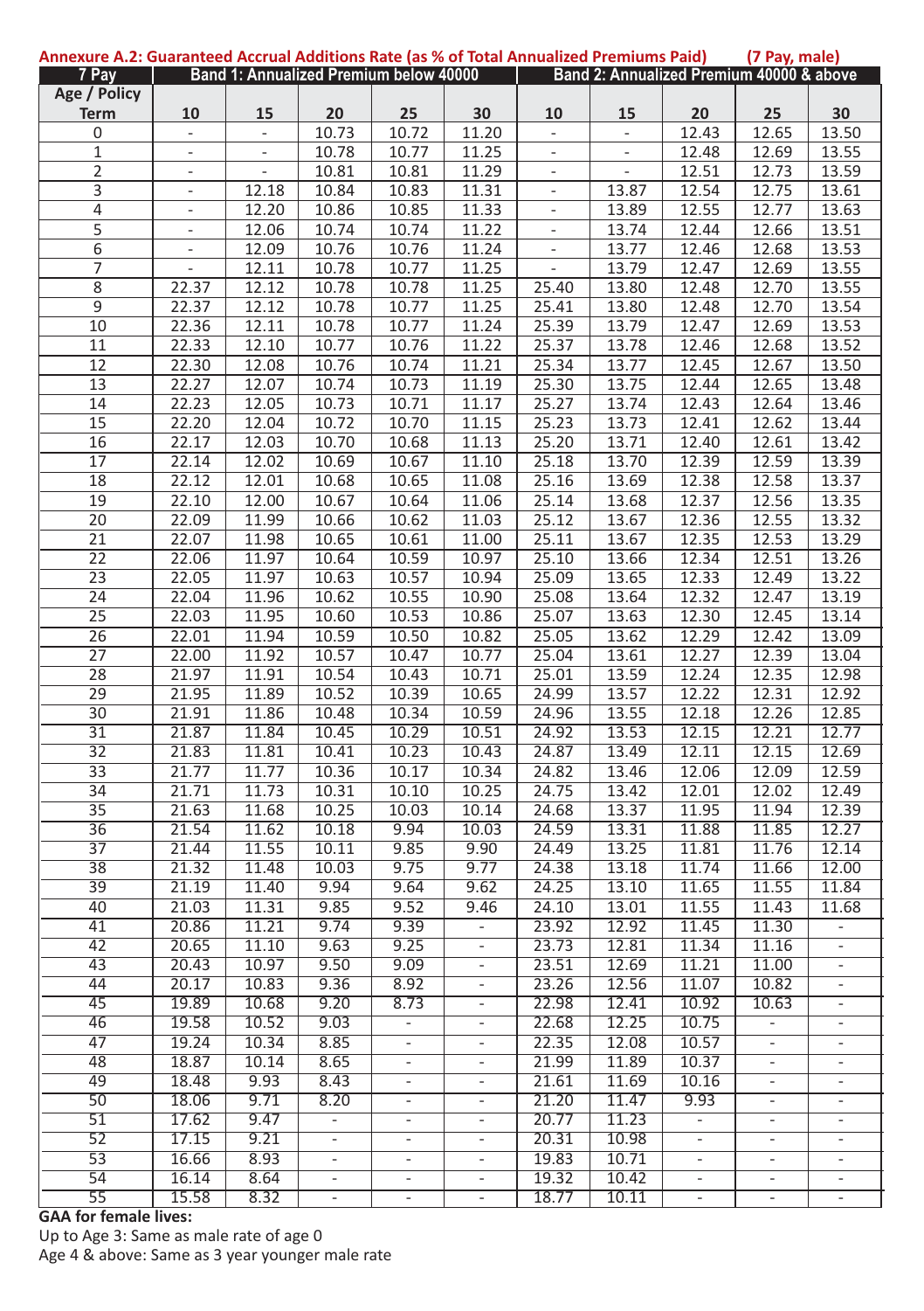**Annexure A.2: Guaranteed Accrual Additions Rate (as % of Total Annualized Premiums Paid) (7 Pay, male)**

| 7 Pay | Band 1: Annualized Premium below 40000 | | | | | Band 2: Annualized Premium 40000 & above | | | | |
|---|---|---|---|---|---|---|---|---|---|---|
| Age / Policy Term | 10 | 15 | 20 | 25 | 30 | 10 | 15 | 20 | 25 | 30 |
| 0 | - | - | 10.73 | 10.72 | 11.20 | - | - | 12.43 | 12.65 | 13.50 |
| 1 | - | - | 10.78 | 10.77 | 11.25 | - | - | 12.48 | 12.69 | 13.55 |
| 2 | - | - | 10.81 | 10.81 | 11.29 | - | - | 12.51 | 12.73 | 13.59 |
| 3 | - | 12.18 | 10.84 | 10.83 | 11.31 | - | 13.87 | 12.54 | 12.75 | 13.61 |
| 4 | - | 12.20 | 10.86 | 10.85 | 11.33 | - | 13.89 | 12.55 | 12.77 | 13.63 |
| 5 | - | 12.06 | 10.74 | 10.74 | 11.22 | - | 13.74 | 12.44 | 12.66 | 13.51 |
| 6 | - | 12.09 | 10.76 | 10.76 | 11.24 | - | 13.77 | 12.46 | 12.68 | 13.53 |
| 7 | - | 12.11 | 10.78 | 10.77 | 11.25 | - | 13.79 | 12.47 | 12.69 | 13.55 |
| 8 | 22.37 | 12.12 | 10.78 | 10.78 | 11.25 | 25.40 | 13.80 | 12.48 | 12.70 | 13.55 |
| 9 | 22.37 | 12.12 | 10.78 | 10.77 | 11.25 | 25.41 | 13.80 | 12.48 | 12.70 | 13.54 |
| 10 | 22.36 | 12.11 | 10.78 | 10.77 | 11.24 | 25.39 | 13.79 | 12.47 | 12.69 | 13.53 |
| 11 | 22.33 | 12.10 | 10.77 | 10.76 | 11.22 | 25.37 | 13.78 | 12.46 | 12.68 | 13.52 |
| 12 | 22.30 | 12.08 | 10.76 | 10.74 | 11.21 | 25.34 | 13.77 | 12.45 | 12.67 | 13.50 |
| 13 | 22.27 | 12.07 | 10.74 | 10.73 | 11.19 | 25.30 | 13.75 | 12.44 | 12.65 | 13.48 |
| 14 | 22.23 | 12.05 | 10.73 | 10.71 | 11.17 | 25.27 | 13.74 | 12.43 | 12.64 | 13.46 |
| 15 | 22.20 | 12.04 | 10.72 | 10.70 | 11.15 | 25.23 | 13.73 | 12.41 | 12.62 | 13.44 |
| 16 | 22.17 | 12.03 | 10.70 | 10.68 | 11.13 | 25.20 | 13.71 | 12.40 | 12.61 | 13.42 |
| 17 | 22.14 | 12.02 | 10.69 | 10.67 | 11.10 | 25.18 | 13.70 | 12.39 | 12.59 | 13.39 |
| 18 | 22.12 | 12.01 | 10.68 | 10.65 | 11.08 | 25.16 | 13.69 | 12.38 | 12.58 | 13.37 |
| 19 | 22.10 | 12.00 | 10.67 | 10.64 | 11.06 | 25.14 | 13.68 | 12.37 | 12.56 | 13.35 |
| 20 | 22.09 | 11.99 | 10.66 | 10.62 | 11.03 | 25.12 | 13.67 | 12.36 | 12.55 | 13.32 |
| 21 | 22.07 | 11.98 | 10.65 | 10.61 | 11.00 | 25.11 | 13.67 | 12.35 | 12.53 | 13.29 |
| 22 | 22.06 | 11.97 | 10.64 | 10.59 | 10.97 | 25.10 | 13.66 | 12.34 | 12.51 | 13.26 |
| 23 | 22.05 | 11.97 | 10.63 | 10.57 | 10.94 | 25.09 | 13.65 | 12.33 | 12.49 | 13.22 |
| 24 | 22.04 | 11.96 | 10.62 | 10.55 | 10.90 | 25.08 | 13.64 | 12.32 | 12.47 | 13.19 |
| 25 | 22.03 | 11.95 | 10.60 | 10.53 | 10.86 | 25.07 | 13.63 | 12.30 | 12.45 | 13.14 |
| 26 | 22.01 | 11.94 | 10.59 | 10.50 | 10.82 | 25.05 | 13.62 | 12.29 | 12.42 | 13.09 |
| 27 | 22.00 | 11.92 | 10.57 | 10.47 | 10.77 | 25.04 | 13.61 | 12.27 | 12.39 | 13.04 |
| 28 | 21.97 | 11.91 | 10.54 | 10.43 | 10.71 | 25.01 | 13.59 | 12.24 | 12.35 | 12.98 |
| 29 | 21.95 | 11.89 | 10.52 | 10.39 | 10.65 | 24.99 | 13.57 | 12.22 | 12.31 | 12.92 |
| 30 | 21.91 | 11.86 | 10.48 | 10.34 | 10.59 | 24.96 | 13.55 | 12.18 | 12.26 | 12.85 |
| 31 | 21.87 | 11.84 | 10.45 | 10.29 | 10.51 | 24.92 | 13.53 | 12.15 | 12.21 | 12.77 |
| 32 | 21.83 | 11.81 | 10.41 | 10.23 | 10.43 | 24.87 | 13.49 | 12.11 | 12.15 | 12.69 |
| 33 | 21.77 | 11.77 | 10.36 | 10.17 | 10.34 | 24.82 | 13.46 | 12.06 | 12.09 | 12.59 |
| 34 | 21.71 | 11.73 | 10.31 | 10.10 | 10.25 | 24.75 | 13.42 | 12.01 | 12.02 | 12.49 |
| 35 | 21.63 | 11.68 | 10.25 | 10.03 | 10.14 | 24.68 | 13.37 | 11.95 | 11.94 | 12.39 |
| 36 | 21.54 | 11.62 | 10.18 | 9.94 | 10.03 | 24.59 | 13.31 | 11.88 | 11.85 | 12.27 |
| 37 | 21.44 | 11.55 | 10.11 | 9.85 | 9.90 | 24.49 | 13.25 | 11.81 | 11.76 | 12.14 |
| 38 | 21.32 | 11.48 | 10.03 | 9.75 | 9.77 | 24.38 | 13.18 | 11.74 | 11.66 | 12.00 |
| 39 | 21.19 | 11.40 | 9.94 | 9.64 | 9.62 | 24.25 | 13.10 | 11.65 | 11.55 | 11.84 |
| 40 | 21.03 | 11.31 | 9.85 | 9.52 | 9.46 | 24.10 | 13.01 | 11.55 | 11.43 | 11.68 |
| 41 | 20.86 | 11.21 | 9.74 | 9.39 | - | 23.92 | 12.92 | 11.45 | 11.30 | - |
| 42 | 20.65 | 11.10 | 9.63 | 9.25 | - | 23.73 | 12.81 | 11.34 | 11.16 | - |
| 43 | 20.43 | 10.97 | 9.50 | 9.09 | - | 23.51 | 12.69 | 11.21 | 11.00 | - |
| 44 | 20.17 | 10.83 | 9.36 | 8.92 | - | 23.26 | 12.56 | 11.07 | 10.82 | - |
| 45 | 19.89 | 10.68 | 9.20 | 8.73 | - | 22.98 | 12.41 | 10.92 | 10.63 | - |
| 46 | 19.58 | 10.52 | 9.03 | - | - | 22.68 | 12.25 | 10.75 | - | - |
| 47 | 19.24 | 10.34 | 8.85 | - | - | 22.35 | 12.08 | 10.57 | - | - |
| 48 | 18.87 | 10.14 | 8.65 | - | - | 21.99 | 11.89 | 10.37 | - | - |
| 49 | 18.48 | 9.93 | 8.43 | - | - | 21.61 | 11.69 | 10.16 | - | - |
| 50 | 18.06 | 9.71 | 8.20 | - | - | 21.20 | 11.47 | 9.93 | - | - |
| 51 | 17.62 | 9.47 | - | - | - | 20.77 | 11.23 | - | - | - |
| 52 | 17.15 | 9.21 | - | - | - | 20.31 | 10.98 | - | - | - |
| 53 | 16.66 | 8.93 | - | - | - | 19.83 | 10.71 | - | - | - |
| 54 | 16.14 | 8.64 | - | - | - | 19.32 | 10.42 | - | - | - |
| 55 | 15.58 | 8.32 | - | - | - | 18.77 | 10.11 | - | - | - |

**GAA for female lives:**

Up to Age 3: Same as male rate of age 0

Age 4 & above: Same as 3 year younger male rate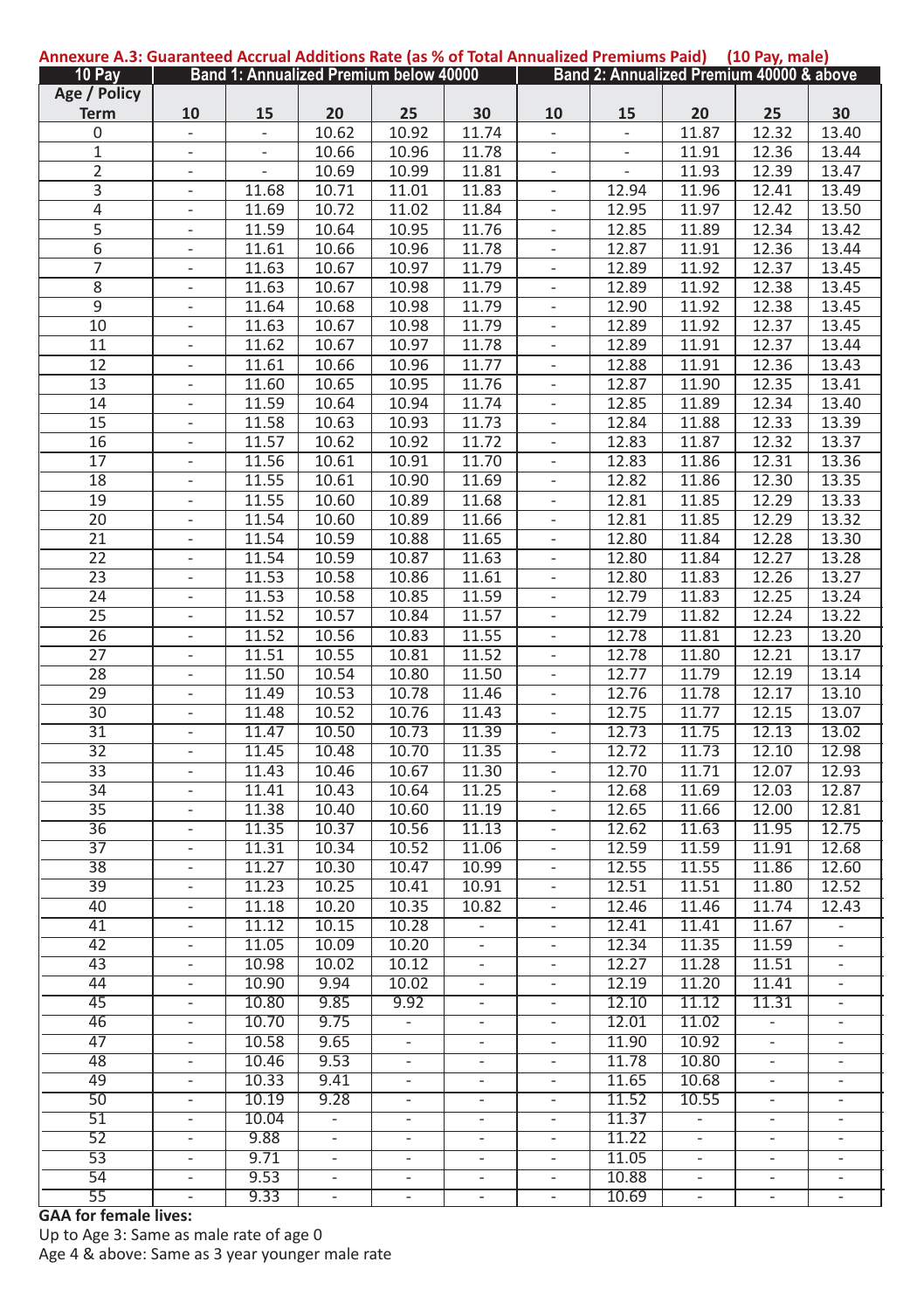**Annexure A.3: Guaranteed Accrual Additions Rate (as % of Total Annualized Premiums Paid)     (10 Pay, male)**

| 10 Pay | Band 1: Annualized Premium below 40000 | | | | | Band 2: Annualized Premium 40000 & above | | | | |
|---|---|---|---|---|---|---|---|---|---|---|
| Age / Policy Term | 10 | 15 | 20 | 25 | 30 | 10 | 15 | 20 | 25 | 30 |
| 0 | - | - | 10.62 | 10.92 | 11.74 | - | - | 11.87 | 12.32 | 13.40 |
| 1 | - | - | 10.66 | 10.96 | 11.78 | - | - | 11.91 | 12.36 | 13.44 |
| 2 | - | - | 10.69 | 10.99 | 11.81 | - | - | 11.93 | 12.39 | 13.47 |
| 3 | - | 11.68 | 10.71 | 11.01 | 11.83 | - | 12.94 | 11.96 | 12.41 | 13.49 |
| 4 | - | 11.69 | 10.72 | 11.02 | 11.84 | - | 12.95 | 11.97 | 12.42 | 13.50 |
| 5 | - | 11.59 | 10.64 | 10.95 | 11.76 | - | 12.85 | 11.89 | 12.34 | 13.42 |
| 6 | - | 11.61 | 10.66 | 10.96 | 11.78 | - | 12.87 | 11.91 | 12.36 | 13.44 |
| 7 | - | 11.63 | 10.67 | 10.97 | 11.79 | - | 12.89 | 11.92 | 12.37 | 13.45 |
| 8 | - | 11.63 | 10.67 | 10.98 | 11.79 | - | 12.89 | 11.92 | 12.38 | 13.45 |
| 9 | - | 11.64 | 10.68 | 10.98 | 11.79 | - | 12.90 | 11.92 | 12.38 | 13.45 |
| 10 | - | 11.63 | 10.67 | 10.98 | 11.79 | - | 12.89 | 11.92 | 12.37 | 13.45 |
| 11 | - | 11.62 | 10.67 | 10.97 | 11.78 | - | 12.89 | 11.91 | 12.37 | 13.44 |
| 12 | - | 11.61 | 10.66 | 10.96 | 11.77 | - | 12.88 | 11.91 | 12.36 | 13.43 |
| 13 | - | 11.60 | 10.65 | 10.95 | 11.76 | - | 12.87 | 11.90 | 12.35 | 13.41 |
| 14 | - | 11.59 | 10.64 | 10.94 | 11.74 | - | 12.85 | 11.89 | 12.34 | 13.40 |
| 15 | - | 11.58 | 10.63 | 10.93 | 11.73 | - | 12.84 | 11.88 | 12.33 | 13.39 |
| 16 | - | 11.57 | 10.62 | 10.92 | 11.72 | - | 12.83 | 11.87 | 12.32 | 13.37 |
| 17 | - | 11.56 | 10.61 | 10.91 | 11.70 | - | 12.83 | 11.86 | 12.31 | 13.36 |
| 18 | - | 11.55 | 10.61 | 10.90 | 11.69 | - | 12.82 | 11.86 | 12.30 | 13.35 |
| 19 | - | 11.55 | 10.60 | 10.89 | 11.68 | - | 12.81 | 11.85 | 12.29 | 13.33 |
| 20 | - | 11.54 | 10.60 | 10.89 | 11.66 | - | 12.81 | 11.85 | 12.29 | 13.32 |
| 21 | - | 11.54 | 10.59 | 10.88 | 11.65 | - | 12.80 | 11.84 | 12.28 | 13.30 |
| 22 | - | 11.54 | 10.59 | 10.87 | 11.63 | - | 12.80 | 11.84 | 12.27 | 13.28 |
| 23 | - | 11.53 | 10.58 | 10.86 | 11.61 | - | 12.80 | 11.83 | 12.26 | 13.27 |
| 24 | - | 11.53 | 10.58 | 10.85 | 11.59 | - | 12.79 | 11.83 | 12.25 | 13.24 |
| 25 | - | 11.52 | 10.57 | 10.84 | 11.57 | - | 12.79 | 11.82 | 12.24 | 13.22 |
| 26 | - | 11.52 | 10.56 | 10.83 | 11.55 | - | 12.78 | 11.81 | 12.23 | 13.20 |
| 27 | - | 11.51 | 10.55 | 10.81 | 11.52 | - | 12.78 | 11.80 | 12.21 | 13.17 |
| 28 | - | 11.50 | 10.54 | 10.80 | 11.50 | - | 12.77 | 11.79 | 12.19 | 13.14 |
| 29 | - | 11.49 | 10.53 | 10.78 | 11.46 | - | 12.76 | 11.78 | 12.17 | 13.10 |
| 30 | - | 11.48 | 10.52 | 10.76 | 11.43 | - | 12.75 | 11.77 | 12.15 | 13.07 |
| 31 | - | 11.47 | 10.50 | 10.73 | 11.39 | - | 12.73 | 11.75 | 12.13 | 13.02 |
| 32 | - | 11.45 | 10.48 | 10.70 | 11.35 | - | 12.72 | 11.73 | 12.10 | 12.98 |
| 33 | - | 11.43 | 10.46 | 10.67 | 11.30 | - | 12.70 | 11.71 | 12.07 | 12.93 |
| 34 | - | 11.41 | 10.43 | 10.64 | 11.25 | - | 12.68 | 11.69 | 12.03 | 12.87 |
| 35 | - | 11.38 | 10.40 | 10.60 | 11.19 | - | 12.65 | 11.66 | 12.00 | 12.81 |
| 36 | - | 11.35 | 10.37 | 10.56 | 11.13 | - | 12.62 | 11.63 | 11.95 | 12.75 |
| 37 | - | 11.31 | 10.34 | 10.52 | 11.06 | - | 12.59 | 11.59 | 11.91 | 12.68 |
| 38 | - | 11.27 | 10.30 | 10.47 | 10.99 | - | 12.55 | 11.55 | 11.86 | 12.60 |
| 39 | - | 11.23 | 10.25 | 10.41 | 10.91 | - | 12.51 | 11.51 | 11.80 | 12.52 |
| 40 | - | 11.18 | 10.20 | 10.35 | 10.82 | - | 12.46 | 11.46 | 11.74 | 12.43 |
| 41 | - | 11.12 | 10.15 | 10.28 | - | - | 12.41 | 11.41 | 11.67 | - |
| 42 | - | 11.05 | 10.09 | 10.20 | - | - | 12.34 | 11.35 | 11.59 | - |
| 43 | - | 10.98 | 10.02 | 10.12 | - | - | 12.27 | 11.28 | 11.51 | - |
| 44 | - | 10.90 | 9.94 | 10.02 | - | - | 12.19 | 11.20 | 11.41 | - |
| 45 | - | 10.80 | 9.85 | 9.92 | - | - | 12.10 | 11.12 | 11.31 | - |
| 46 | - | 10.70 | 9.75 | - | - | - | 12.01 | 11.02 | - | - |
| 47 | - | 10.58 | 9.65 | - | - | - | 11.90 | 10.92 | - | - |
| 48 | - | 10.46 | 9.53 | - | - | - | 11.78 | 10.80 | - | - |
| 49 | - | 10.33 | 9.41 | - | - | - | 11.65 | 10.68 | - | - |
| 50 | - | 10.19 | 9.28 | - | - | - | 11.52 | 10.55 | - | - |
| 51 | - | 10.04 | - | - | - | - | 11.37 | - | - | - |
| 52 | - | 9.88 | - | - | - | - | 11.22 | - | - | - |
| 53 | - | 9.71 | - | - | - | - | 11.05 | - | - | - |
| 54 | - | 9.53 | - | - | - | - | 10.88 | - | - | - |
| 55 | - | 9.33 | - | - | - | - | 10.69 | - | - | - |

**GAA for female lives:**

Up to Age 3: Same as male rate of age 0

Age 4 & above: Same as 3 year younger male rate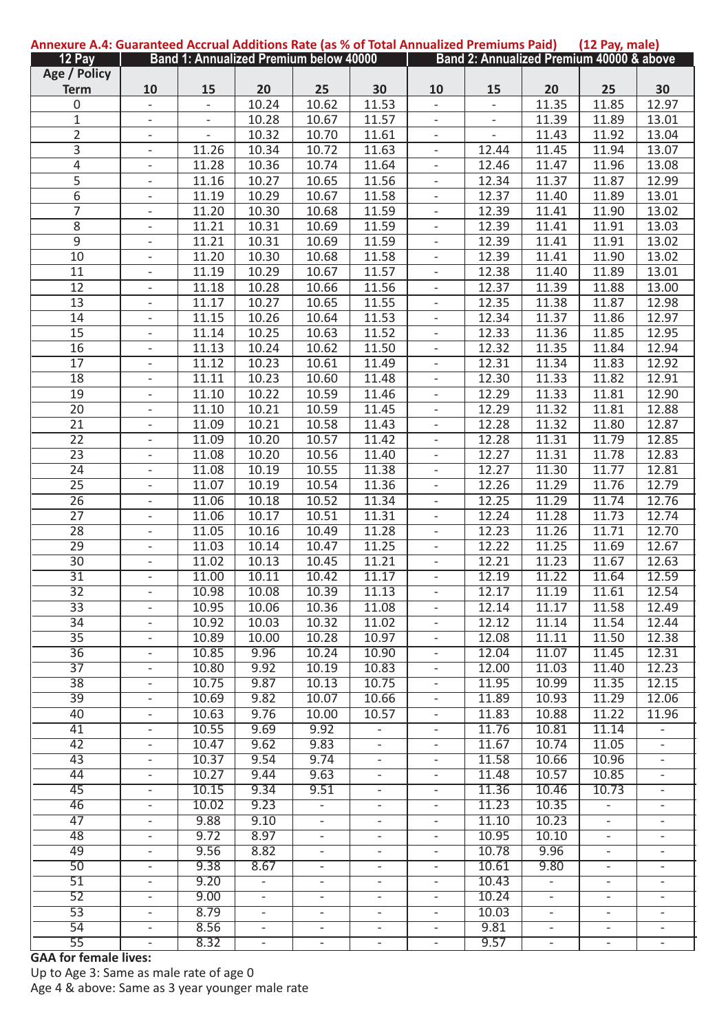**Annexure A.4: Guaranteed Accrual Additions Rate (as % of Total Annualized Premiums Paid) (12 Pay, male)**

| 12 Pay | Band 1: Annualized Premium below 40000 | | | | | Band 2: Annualized Premium 40000 & above | | | | |
|---|---|---|---|---|---|---|---|---|---|---|
| Age / Policy Term | 10 | 15 | 20 | 25 | 30 | 10 | 15 | 20 | 25 | 30 |
| 0 | - | - | 10.24 | 10.62 | 11.53 | - | - | 11.35 | 11.85 | 12.97 |
| 1 | - | - | 10.28 | 10.67 | 11.57 | - | - | 11.39 | 11.89 | 13.01 |
| 2 | - | - | 10.32 | 10.70 | 11.61 | - | - | 11.43 | 11.92 | 13.04 |
| 3 | - | 11.26 | 10.34 | 10.72 | 11.63 | - | 12.44 | 11.45 | 11.94 | 13.07 |
| 4 | - | 11.28 | 10.36 | 10.74 | 11.64 | - | 12.46 | 11.47 | 11.96 | 13.08 |
| 5 | - | 11.16 | 10.27 | 10.65 | 11.56 | - | 12.34 | 11.37 | 11.87 | 12.99 |
| 6 | - | 11.19 | 10.29 | 10.67 | 11.58 | - | 12.37 | 11.40 | 11.89 | 13.01 |
| 7 | - | 11.20 | 10.30 | 10.68 | 11.59 | - | 12.39 | 11.41 | 11.90 | 13.02 |
| 8 | - | 11.21 | 10.31 | 10.69 | 11.59 | - | 12.39 | 11.41 | 11.91 | 13.03 |
| 9 | - | 11.21 | 10.31 | 10.69 | 11.59 | - | 12.39 | 11.41 | 11.91 | 13.02 |
| 10 | - | 11.20 | 10.30 | 10.68 | 11.58 | - | 12.39 | 11.41 | 11.90 | 13.02 |
| 11 | - | 11.19 | 10.29 | 10.67 | 11.57 | - | 12.38 | 11.40 | 11.89 | 13.01 |
| 12 | - | 11.18 | 10.28 | 10.66 | 11.56 | - | 12.37 | 11.39 | 11.88 | 13.00 |
| 13 | - | 11.17 | 10.27 | 10.65 | 11.55 | - | 12.35 | 11.38 | 11.87 | 12.98 |
| 14 | - | 11.15 | 10.26 | 10.64 | 11.53 | - | 12.34 | 11.37 | 11.86 | 12.97 |
| 15 | - | 11.14 | 10.25 | 10.63 | 11.52 | - | 12.33 | 11.36 | 11.85 | 12.95 |
| 16 | - | 11.13 | 10.24 | 10.62 | 11.50 | - | 12.32 | 11.35 | 11.84 | 12.94 |
| 17 | - | 11.12 | 10.23 | 10.61 | 11.49 | - | 12.31 | 11.34 | 11.83 | 12.92 |
| 18 | - | 11.11 | 10.23 | 10.60 | 11.48 | - | 12.30 | 11.33 | 11.82 | 12.91 |
| 19 | - | 11.10 | 10.22 | 10.59 | 11.46 | - | 12.29 | 11.33 | 11.81 | 12.90 |
| 20 | - | 11.10 | 10.21 | 10.59 | 11.45 | - | 12.29 | 11.32 | 11.81 | 12.88 |
| 21 | - | 11.09 | 10.21 | 10.58 | 11.43 | - | 12.28 | 11.32 | 11.80 | 12.87 |
| 22 | - | 11.09 | 10.20 | 10.57 | 11.42 | - | 12.28 | 11.31 | 11.79 | 12.85 |
| 23 | - | 11.08 | 10.20 | 10.56 | 11.40 | - | 12.27 | 11.31 | 11.78 | 12.83 |
| 24 | - | 11.08 | 10.19 | 10.55 | 11.38 | - | 12.27 | 11.30 | 11.77 | 12.81 |
| 25 | - | 11.07 | 10.19 | 10.54 | 11.36 | - | 12.26 | 11.29 | 11.76 | 12.79 |
| 26 | - | 11.06 | 10.18 | 10.52 | 11.34 | - | 12.25 | 11.29 | 11.74 | 12.76 |
| 27 | - | 11.06 | 10.17 | 10.51 | 11.31 | - | 12.24 | 11.28 | 11.73 | 12.74 |
| 28 | - | 11.05 | 10.16 | 10.49 | 11.28 | - | 12.23 | 11.26 | 11.71 | 12.70 |
| 29 | - | 11.03 | 10.14 | 10.47 | 11.25 | - | 12.22 | 11.25 | 11.69 | 12.67 |
| 30 | - | 11.02 | 10.13 | 10.45 | 11.21 | - | 12.21 | 11.23 | 11.67 | 12.63 |
| 31 | - | 11.00 | 10.11 | 10.42 | 11.17 | - | 12.19 | 11.22 | 11.64 | 12.59 |
| 32 | - | 10.98 | 10.08 | 10.39 | 11.13 | - | 12.17 | 11.19 | 11.61 | 12.54 |
| 33 | - | 10.95 | 10.06 | 10.36 | 11.08 | - | 12.14 | 11.17 | 11.58 | 12.49 |
| 34 | - | 10.92 | 10.03 | 10.32 | 11.02 | - | 12.12 | 11.14 | 11.54 | 12.44 |
| 35 | - | 10.89 | 10.00 | 10.28 | 10.97 | - | 12.08 | 11.11 | 11.50 | 12.38 |
| 36 | - | 10.85 | 9.96 | 10.24 | 10.90 | - | 12.04 | 11.07 | 11.45 | 12.31 |
| 37 | - | 10.80 | 9.92 | 10.19 | 10.83 | - | 12.00 | 11.03 | 11.40 | 12.23 |
| 38 | - | 10.75 | 9.87 | 10.13 | 10.75 | - | 11.95 | 10.99 | 11.35 | 12.15 |
| 39 | - | 10.69 | 9.82 | 10.07 | 10.66 | - | 11.89 | 10.93 | 11.29 | 12.06 |
| 40 | - | 10.63 | 9.76 | 10.00 | 10.57 | - | 11.83 | 10.88 | 11.22 | 11.96 |
| 41 | - | 10.55 | 9.69 | 9.92 | - | - | 11.76 | 10.81 | 11.14 | - |
| 42 | - | 10.47 | 9.62 | 9.83 | - | - | 11.67 | 10.74 | 11.05 | - |
| 43 | - | 10.37 | 9.54 | 9.74 | - | - | 11.58 | 10.66 | 10.96 | - |
| 44 | - | 10.27 | 9.44 | 9.63 | - | - | 11.48 | 10.57 | 10.85 | - |
| 45 | - | 10.15 | 9.34 | 9.51 | - | - | 11.36 | 10.46 | 10.73 | - |
| 46 | - | 10.02 | 9.23 | - | - | - | 11.23 | 10.35 | - | - |
| 47 | - | 9.88 | 9.10 | - | - | - | 11.10 | 10.23 | - | - |
| 48 | - | 9.72 | 8.97 | - | - | - | 10.95 | 10.10 | - | - |
| 49 | - | 9.56 | 8.82 | - | - | - | 10.78 | 9.96 | - | - |
| 50 | - | 9.38 | 8.67 | - | - | - | 10.61 | 9.80 | - | - |
| 51 | - | 9.20 | - | - | - | - | 10.43 | - | - | - |
| 52 | - | 9.00 | - | - | - | - | 10.24 | - | - | - |
| 53 | - | 8.79 | - | - | - | - | 10.03 | - | - | - |
| 54 | - | 8.56 | - | - | - | - | 9.81 | - | - | - |
| 55 | - | 8.32 | - | - | - | - | 9.57 | - | - | - |

**GAA for female lives:**

Up to Age 3: Same as male rate of age 0

Age 4 & above: Same as 3 year younger male rate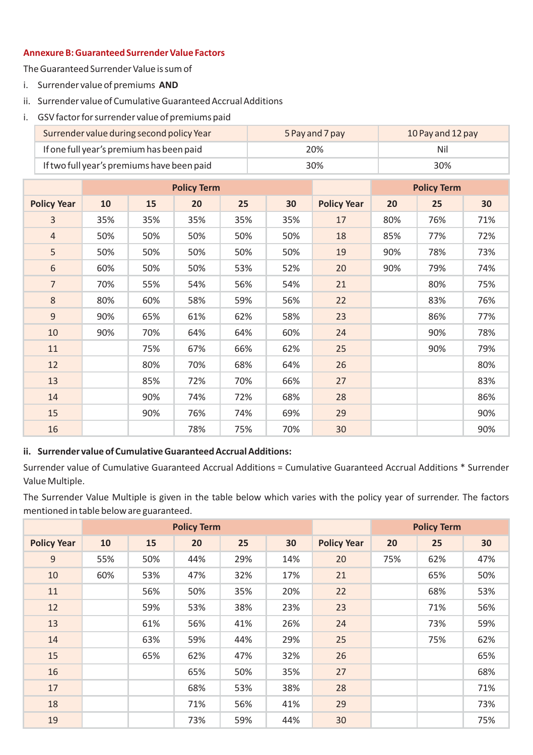#### Annexure B: Guaranteed Surrender Value Factors

The Guaranteed Surrender Value is sum of

i. Surrender value of premiums **AND**

ii. Surrender value of Cumulative Guaranteed Accrual Additions

i. GSV factor for surrender value of premiums paid

| Surrender value during second policy Year | 5 Pay and 7 pay | 10 Pay and 12 pay |
|---|---|---|
| If one full year's premium has been paid | 20% | Nil |
| If two full year's premiums have been paid | 30% | 30% |

| | Policy Term | | | | | | Policy Term | | |
|---|---|---|---|---|---|---|---|---|---|
| **Policy Year** | **10** | **15** | **20** | **25** | **30** | **Policy Year** | **20** | **25** | **30** |
| 3 | 35% | 35% | 35% | 35% | 35% | 17 | 80% | 76% | 71% |
| 4 | 50% | 50% | 50% | 50% | 50% | 18 | 85% | 77% | 72% |
| 5 | 50% | 50% | 50% | 50% | 50% | 19 | 90% | 78% | 73% |
| 6 | 60% | 50% | 50% | 53% | 52% | 20 | 90% | 79% | 74% |
| 7 | 70% | 55% | 54% | 56% | 54% | 21 | | 80% | 75% |
| 8 | 80% | 60% | 58% | 59% | 56% | 22 | | 83% | 76% |
| 9 | 90% | 65% | 61% | 62% | 58% | 23 | | 86% | 77% |
| 10 | 90% | 70% | 64% | 64% | 60% | 24 | | 90% | 78% |
| 11 | | 75% | 67% | 66% | 62% | 25 | | 90% | 79% |
| 12 | | 80% | 70% | 68% | 64% | 26 | | | 80% |
| 13 | | 85% | 72% | 70% | 66% | 27 | | | 83% |
| 14 | | 90% | 74% | 72% | 68% | 28 | | | 86% |
| 15 | | 90% | 76% | 74% | 69% | 29 | | | 90% |
| 16 | | | 78% | 75% | 70% | 30 | | | 90% |

**ii. Surrender value of Cumulative Guaranteed Accrual Additions:**

Surrender value of Cumulative Guaranteed Accrual Additions = Cumulative Guaranteed Accrual Additions * Surrender Value Multiple.

The Surrender Value Multiple is given in the table below which varies with the policy year of surrender. The factors mentioned in table below are guaranteed.

| | Policy Term | | | | | | Policy Term | | |
|---|---|---|---|---|---|---|---|---|---|
| **Policy Year** | **10** | **15** | **20** | **25** | **30** | **Policy Year** | **20** | **25** | **30** |
| 9 | 55% | 50% | 44% | 29% | 14% | 20 | 75% | 62% | 47% |
| 10 | 60% | 53% | 47% | 32% | 17% | 21 | | 65% | 50% |
| 11 | | 56% | 50% | 35% | 20% | 22 | | 68% | 53% |
| 12 | | 59% | 53% | 38% | 23% | 23 | | 71% | 56% |
| 13 | | 61% | 56% | 41% | 26% | 24 | | 73% | 59% |
| 14 | | 63% | 59% | 44% | 29% | 25 | | 75% | 62% |
| 15 | | 65% | 62% | 47% | 32% | 26 | | | 65% |
| 16 | | | 65% | 50% | 35% | 27 | | | 68% |
| 17 | | | 68% | 53% | 38% | 28 | | | 71% |
| 18 | | | 71% | 56% | 41% | 29 | | | 73% |
| 19 | | | 73% | 59% | 44% | 30 | | | 75% |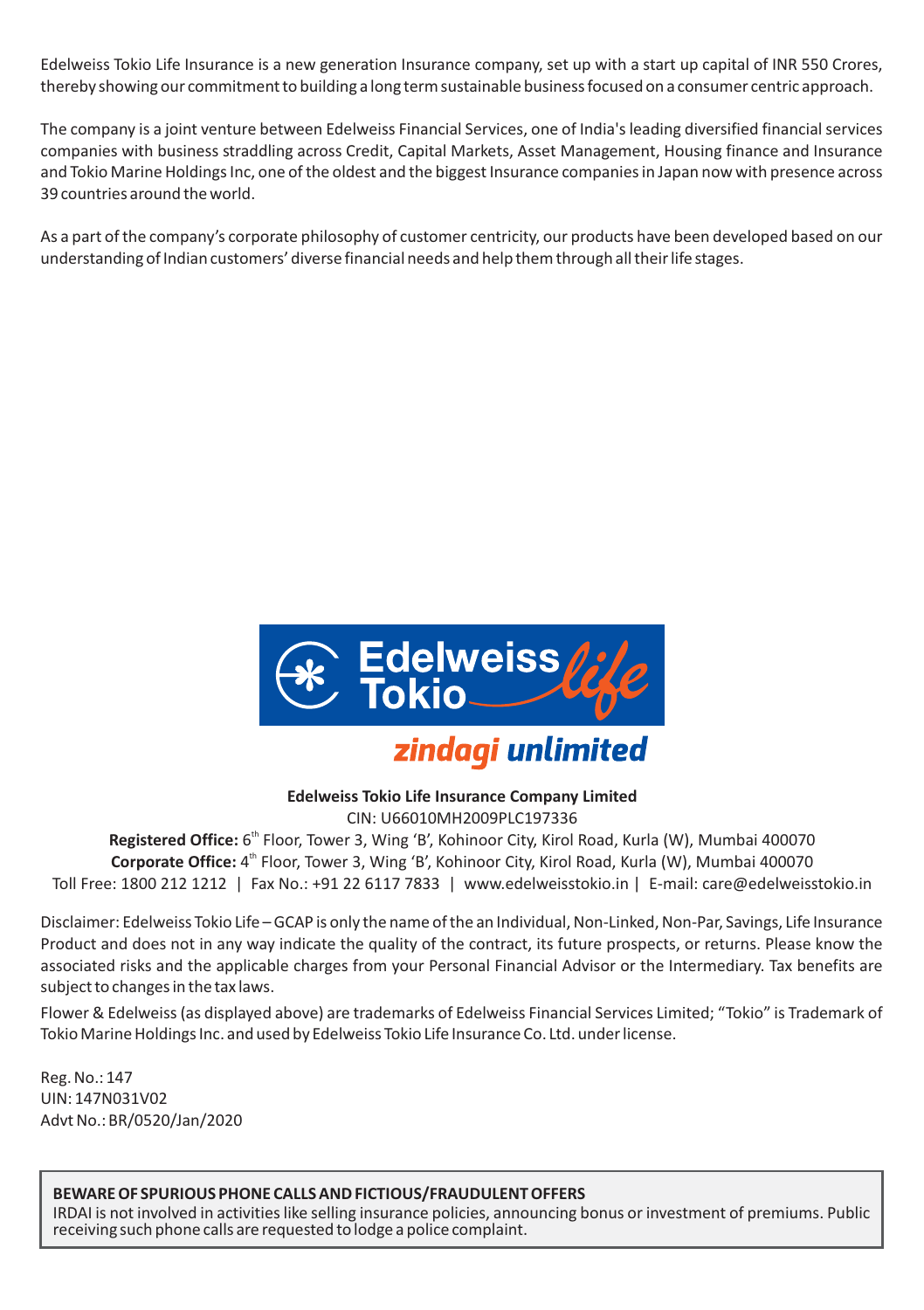Edelweiss Tokio Life Insurance is a new generation Insurance company, set up with a start up capital of INR 550 Crores, thereby showing our commitment to building a long term sustainable business focused on a consumer centric approach.

The company is a joint venture between Edelweiss Financial Services, one of India's leading diversified financial services companies with business straddling across Credit, Capital Markets, Asset Management, Housing finance and Insurance and Tokio Marine Holdings Inc, one of the oldest and the biggest Insurance companies in Japan now with presence across 39 countries around the world.

As a part of the company's corporate philosophy of customer centricity, our products have been developed based on our understanding of Indian customers' diverse financial needs and help them through all their life stages.

Edelweiss Tokio life

zindagi unlimited

**Edelweiss Tokio Life Insurance Company Limited**

CIN: U66010MH2009PLC197336

**Registered Office:** 6th Floor, Tower 3, Wing 'B', Kohinoor City, Kirol Road, Kurla (W), Mumbai 400070

**Corporate Office:** 4th Floor, Tower 3, Wing 'B', Kohinoor City, Kirol Road, Kurla (W), Mumbai 400070

Toll Free: 1800 212 1212 | Fax No.: +91 22 6117 7833 | www.edelweisstokio.in | E-mail: care@edelweisstokio.in

Disclaimer: Edelweiss Tokio Life – GCAP is only the name of the an Individual, Non-Linked, Non-Par, Savings, Life Insurance Product and does not in any way indicate the quality of the contract, its future prospects, or returns. Please know the associated risks and the applicable charges from your Personal Financial Advisor or the Intermediary. Tax benefits are subject to changes in the tax laws.

Flower & Edelweiss (as displayed above) are trademarks of Edelweiss Financial Services Limited; "Tokio" is Trademark of Tokio Marine Holdings Inc. and used by Edelweiss Tokio Life Insurance Co. Ltd. under license.

Reg. No.: 147
UIN: 147N031V02
Advt No.: BR/0520/Jan/2020

**BEWARE OF SPURIOUS PHONE CALLS AND FICTIOUS/FRAUDULENT OFFERS**

IRDAI is not involved in activities like selling insurance policies, announcing bonus or investment of premiums. Public receiving such phone calls are requested to lodge a police complaint.